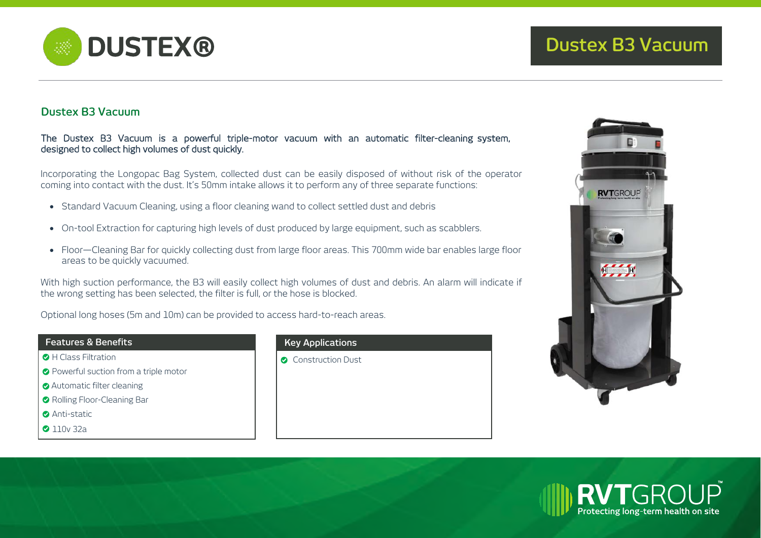# DUSTEX®

# Dustex B3 Vacuum

## Dustex B3 Vacuum

The Dustex B3 Vacuum is a powerful triple-motor vacuum with an automatic filter-cleaning system, designed to collect high volumes of dust quickly.

Incorporating the Longopac Bag System, collected dust can be easily disposed of without risk of the operator coming into contact with the dust. It's 50mm intake allows it to perform any of three separate functions:

- Standard Vacuum Cleaning, using a floor cleaning wand to collect settled dust and debris
- On-tool Extraction for capturing high levels of dust produced by large equipment, such as scabblers.
- Floor—Cleaning Bar for quickly collecting dust from large floor areas. This 700mm wide bar enables large floor areas to be quickly vacuumed.

With high suction performance, the B3 will easily collect high volumes of dust and debris. An alarm will indicate if the wrong setting has been selected, the filter is full, or the hose is blocked.

Optional long hoses (5m and 10m) can be provided to access hard-to-reach areas.

### Features & Benefits

- H Class Filtration
- Powerful suction from a triple motor
- Automatic filter cleaning
- Rolling Floor-Cleaning Bar
- Anti-static
- 110v 32a

### Key Applications

- Construction Dust

RVTGROUP™ Protecting long-term health on site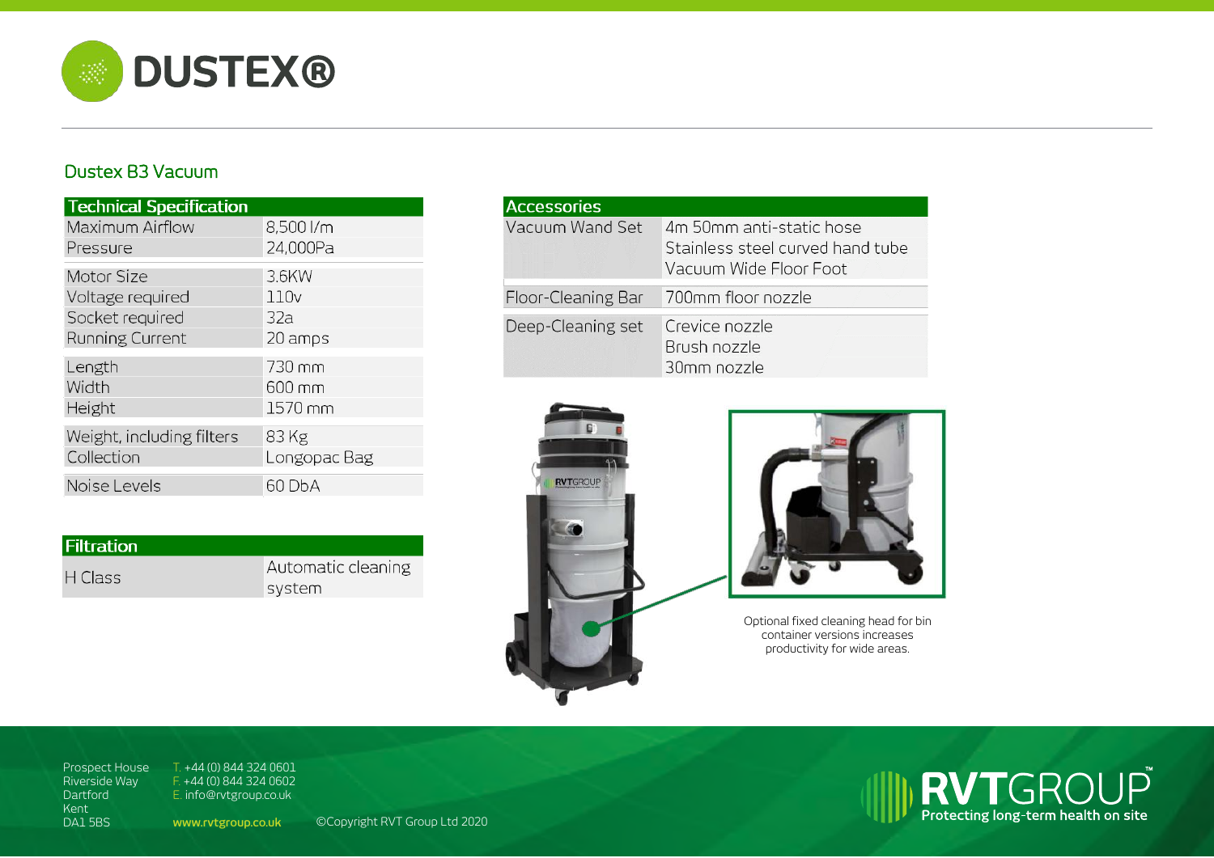# DUSTEX®

## Dustex B3 Vacuum

| Technical Specification | |
|---|---|
| Maximum Airflow | 8,500 l/m |
| Pressure | 24,000Pa |
| Motor Size | 3.6KW |
| Voltage required | 110v |
| Socket required | 32a |
| Running Current | 20 amps |
| Length | 730 mm |
| Width | 600 mm |
| Height | 1570 mm |
| Weight, including filters | 83 Kg |
| Collection | Longopac Bag |
| Noise Levels | 60 DbA |

| Filtration | |
|---|---|
| H Class | Automatic cleaning system |

| Accessories | |
|---|---|
| Vacuum Wand Set | 4m 50mm anti-static hose<br>Stainless steel curved hand tube<br>Vacuum Wide Floor Foot |
| Floor-Cleaning Bar | 700mm floor nozzle |
| Deep-Cleaning set | Crevice nozzle<br>Brush nozzle<br>30mm nozzle |

Optional fixed cleaning head for bin container versions increases productivity for wide areas.

Prospect House
Riverside Way
Dartford
Kent
DA1 5BS

T. +44 (0) 844 324 0601
F. +44 (0) 844 324 0602
E. info@rvtgroup.co.uk

www.rvtgroup.co.uk

©Copyright RVT Group Ltd 2020

RVTGROUP™ Protecting long-term health on site